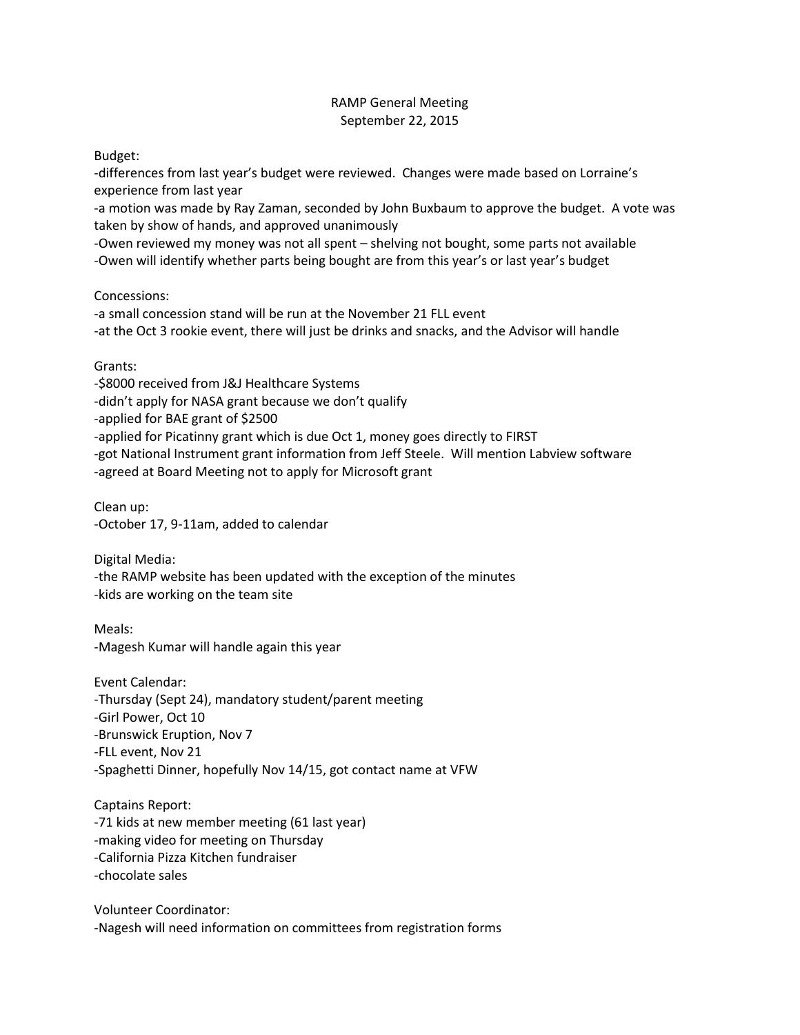# RAMP General Meeting
September 22, 2015

Budget:
-differences from last year's budget were reviewed. Changes were made based on Lorraine's experience from last year
-a motion was made by Ray Zaman, seconded by John Buxbaum to approve the budget. A vote was taken by show of hands, and approved unanimously
-Owen reviewed my money was not all spent – shelving not bought, some parts not available
-Owen will identify whether parts being bought are from this year's or last year's budget

Concessions:
-a small concession stand will be run at the November 21 FLL event
-at the Oct 3 rookie event, there will just be drinks and snacks, and the Advisor will handle

Grants:
-$8000 received from J&J Healthcare Systems
-didn't apply for NASA grant because we don't qualify
-applied for BAE grant of $2500
-applied for Picatinny grant which is due Oct 1, money goes directly to FIRST
-got National Instrument grant information from Jeff Steele. Will mention Labview software
-agreed at Board Meeting not to apply for Microsoft grant

Clean up:
-October 17, 9-11am, added to calendar

Digital Media:
-the RAMP website has been updated with the exception of the minutes
-kids are working on the team site

Meals:
-Magesh Kumar will handle again this year

Event Calendar:
-Thursday (Sept 24), mandatory student/parent meeting
-Girl Power, Oct 10
-Brunswick Eruption, Nov 7
-FLL event, Nov 21
-Spaghetti Dinner, hopefully Nov 14/15, got contact name at VFW

Captains Report:
-71 kids at new member meeting (61 last year)
-making video for meeting on Thursday
-California Pizza Kitchen fundraiser
-chocolate sales

Volunteer Coordinator:
-Nagesh will need information on committees from registration forms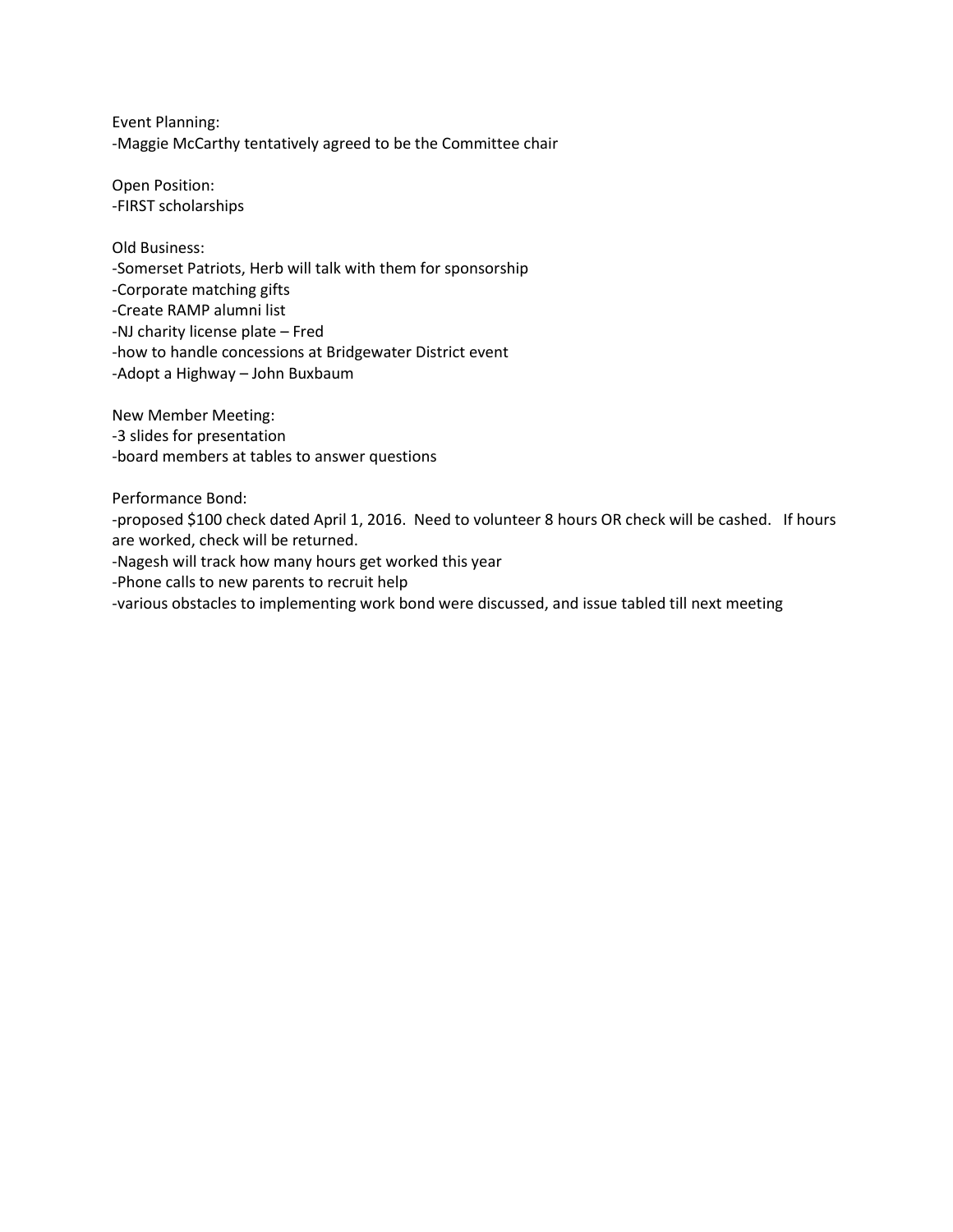Event Planning:
-Maggie McCarthy tentatively agreed to be the Committee chair

Open Position:
-FIRST scholarships

Old Business:
-Somerset Patriots, Herb will talk with them for sponsorship
-Corporate matching gifts
-Create RAMP alumni list
-NJ charity license plate – Fred
-how to handle concessions at Bridgewater District event
-Adopt a Highway – John Buxbaum

New Member Meeting:
-3 slides for presentation
-board members at tables to answer questions

Performance Bond:
-proposed $100 check dated April 1, 2016. Need to volunteer 8 hours OR check will be cashed. If hours are worked, check will be returned.
-Nagesh will track how many hours get worked this year
-Phone calls to new parents to recruit help
-various obstacles to implementing work bond were discussed, and issue tabled till next meeting